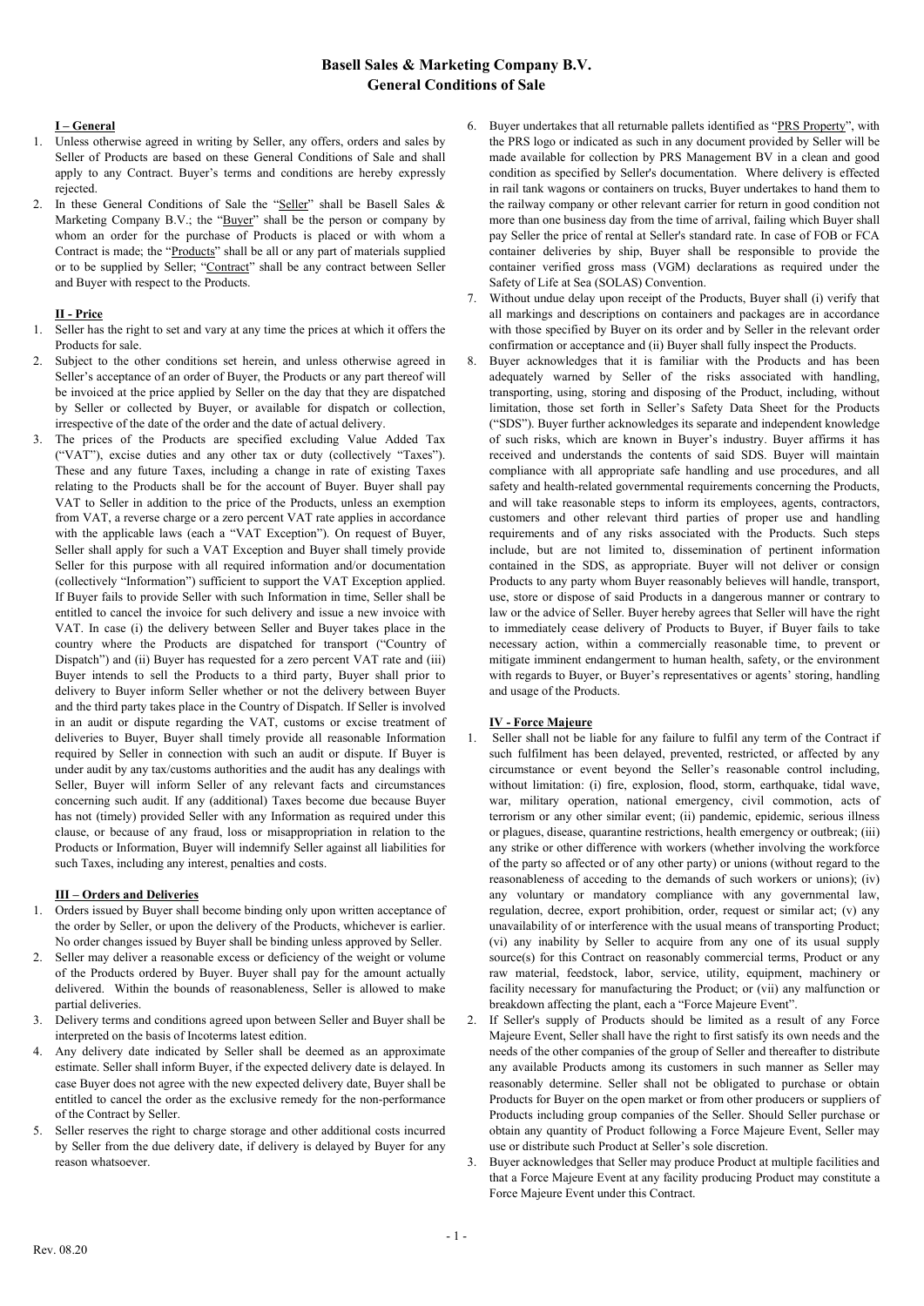# Basell Sales & Marketing Company B.V.
## General Conditions of Sale

### I – General

1. Unless otherwise agreed in writing by Seller, any offers, orders and sales by Seller of Products are based on these General Conditions of Sale and shall apply to any Contract. Buyer's terms and conditions are hereby expressly rejected.
2. In these General Conditions of Sale the "Seller" shall be Basell Sales & Marketing Company B.V.; the "Buyer" shall be the person or company by whom an order for the purchase of Products is placed or with whom a Contract is made; the "Products" shall be all or any part of materials supplied or to be supplied by Seller; "Contract" shall be any contract between Seller and Buyer with respect to the Products.

### II - Price

1. Seller has the right to set and vary at any time the prices at which it offers the Products for sale.
2. Subject to the other conditions set herein, and unless otherwise agreed in Seller's acceptance of an order of Buyer, the Products or any part thereof will be invoiced at the price applied by Seller on the day that they are dispatched by Seller or collected by Buyer, or available for dispatch or collection, irrespective of the date of the order and the date of actual delivery.
3. The prices of the Products are specified excluding Value Added Tax ("VAT"), excise duties and any other tax or duty (collectively "Taxes"). These and any future Taxes, including a change in rate of existing Taxes relating to the Products shall be for the account of Buyer. Buyer shall pay VAT to Seller in addition to the price of the Products, unless an exemption from VAT, a reverse charge or a zero percent VAT rate applies in accordance with the applicable laws (each a "VAT Exception"). On request of Buyer, Seller shall apply for such a VAT Exception and Buyer shall timely provide Seller for this purpose with all required information and/or documentation (collectively "Information") sufficient to support the VAT Exception applied. If Buyer fails to provide Seller with such Information in time, Seller shall be entitled to cancel the invoice for such delivery and issue a new invoice with VAT. In case (i) the delivery between Seller and Buyer takes place in the country where the Products are dispatched for transport ("Country of Dispatch") and (ii) Buyer has requested for a zero percent VAT rate and (iii) Buyer intends to sell the Products to a third party, Buyer shall prior to delivery to Buyer inform Seller whether or not the delivery between Buyer and the third party takes place in the Country of Dispatch. If Seller is involved in an audit or dispute regarding the VAT, customs or excise treatment of deliveries to Buyer, Buyer shall timely provide all reasonable Information required by Seller in connection with such an audit or dispute. If Buyer is under audit by any tax/customs authorities and the audit has any dealings with Seller, Buyer will inform Seller of any relevant facts and circumstances concerning such audit. If any (additional) Taxes become due because Buyer has not (timely) provided Seller with any Information as required under this clause, or because of any fraud, loss or misappropriation in relation to the Products or Information, Buyer will indemnify Seller against all liabilities for such Taxes, including any interest, penalties and costs.

### III – Orders and Deliveries

1. Orders issued by Buyer shall become binding only upon written acceptance of the order by Seller, or upon the delivery of the Products, whichever is earlier. No order changes issued by Buyer shall be binding unless approved by Seller.
2. Seller may deliver a reasonable excess or deficiency of the weight or volume of the Products ordered by Buyer. Buyer shall pay for the amount actually delivered. Within the bounds of reasonableness, Seller is allowed to make partial deliveries.
3. Delivery terms and conditions agreed upon between Seller and Buyer shall be interpreted on the basis of Incoterms latest edition.
4. Any delivery date indicated by Seller shall be deemed as an approximate estimate. Seller shall inform Buyer, if the expected delivery date is delayed. In case Buyer does not agree with the new expected delivery date, Buyer shall be entitled to cancel the order as the exclusive remedy for the non-performance of the Contract by Seller.
5. Seller reserves the right to charge storage and other additional costs incurred by Seller from the due delivery date, if delivery is delayed by Buyer for any reason whatsoever.
6. Buyer undertakes that all returnable pallets identified as "PRS Property", with the PRS logo or indicated as such in any document provided by Seller will be made available for collection by PRS Management BV in a clean and good condition as specified by Seller's documentation. Where delivery is effected in rail tank wagons or containers on trucks, Buyer undertakes to hand them to the railway company or other relevant carrier for return in good condition not more than one business day from the time of arrival, failing which Buyer shall pay Seller the price of rental at Seller's standard rate. In case of FOB or FCA container deliveries by ship, Buyer shall be responsible to provide the container verified gross mass (VGM) declarations as required under the Safety of Life at Sea (SOLAS) Convention.
7. Without undue delay upon receipt of the Products, Buyer shall (i) verify that all markings and descriptions on containers and packages are in accordance with those specified by Buyer on its order and by Seller in the relevant order confirmation or acceptance and (ii) Buyer shall fully inspect the Products.
8. Buyer acknowledges that it is familiar with the Products and has been adequately warned by Seller of the risks associated with handling, transporting, using, storing and disposing of the Product, including, without limitation, those set forth in Seller's Safety Data Sheet for the Products ("SDS"). Buyer further acknowledges its separate and independent knowledge of such risks, which are known in Buyer's industry. Buyer affirms it has received and understands the contents of said SDS. Buyer will maintain compliance with all appropriate safe handling and use procedures, and all safety and health-related governmental requirements concerning the Products, and will take reasonable steps to inform its employees, agents, contractors, customers and other relevant third parties of proper use and handling requirements and of any risks associated with the Products. Such steps include, but are not limited to, dissemination of pertinent information contained in the SDS, as appropriate. Buyer will not deliver or consign Products to any party whom Buyer reasonably believes will handle, transport, use, store or dispose of said Products in a dangerous manner or contrary to law or the advice of Seller. Buyer hereby agrees that Seller will have the right to immediately cease delivery of Products to Buyer, if Buyer fails to take necessary action, within a commercially reasonable time, to prevent or mitigate imminent endangerment to human health, safety, or the environment with regards to Buyer, or Buyer's representatives or agents' storing, handling and usage of the Products.

### IV - Force Majeure

1. Seller shall not be liable for any failure to fulfil any term of the Contract if such fulfilment has been delayed, prevented, restricted, or affected by any circumstance or event beyond the Seller's reasonable control including, without limitation: (i) fire, explosion, flood, storm, earthquake, tidal wave, war, military operation, national emergency, civil commotion, acts of terrorism or any other similar event; (ii) pandemic, epidemic, serious illness or plagues, disease, quarantine restrictions, health emergency or outbreak; (iii) any strike or other difference with workers (whether involving the workforce of the party so affected or of any other party) or unions (without regard to the reasonableness of acceding to the demands of such workers or unions); (iv) any voluntary or mandatory compliance with any governmental law, regulation, decree, export prohibition, order, request or similar act; (v) any unavailability of or interference with the usual means of transporting Product; (vi) any inability by Seller to acquire from any one of its usual supply source(s) for this Contract on reasonably commercial terms, Product or any raw material, feedstock, labor, service, utility, equipment, machinery or facility necessary for manufacturing the Product; or (vii) any malfunction or breakdown affecting the plant, each a "Force Majeure Event".
2. If Seller's supply of Products should be limited as a result of any Force Majeure Event, Seller shall have the right to first satisfy its own needs and the needs of the other companies of the group of Seller and thereafter to distribute any available Products among its customers in such manner as Seller may reasonably determine. Seller shall not be obligated to purchase or obtain Products for Buyer on the open market or from other producers or suppliers of Products including group companies of the Seller. Should Seller purchase or obtain any quantity of Product following a Force Majeure Event, Seller may use or distribute such Product at Seller's sole discretion.
3. Buyer acknowledges that Seller may produce Product at multiple facilities and that a Force Majeure Event at any facility producing Product may constitute a Force Majeure Event under this Contract.

Rev. 08.20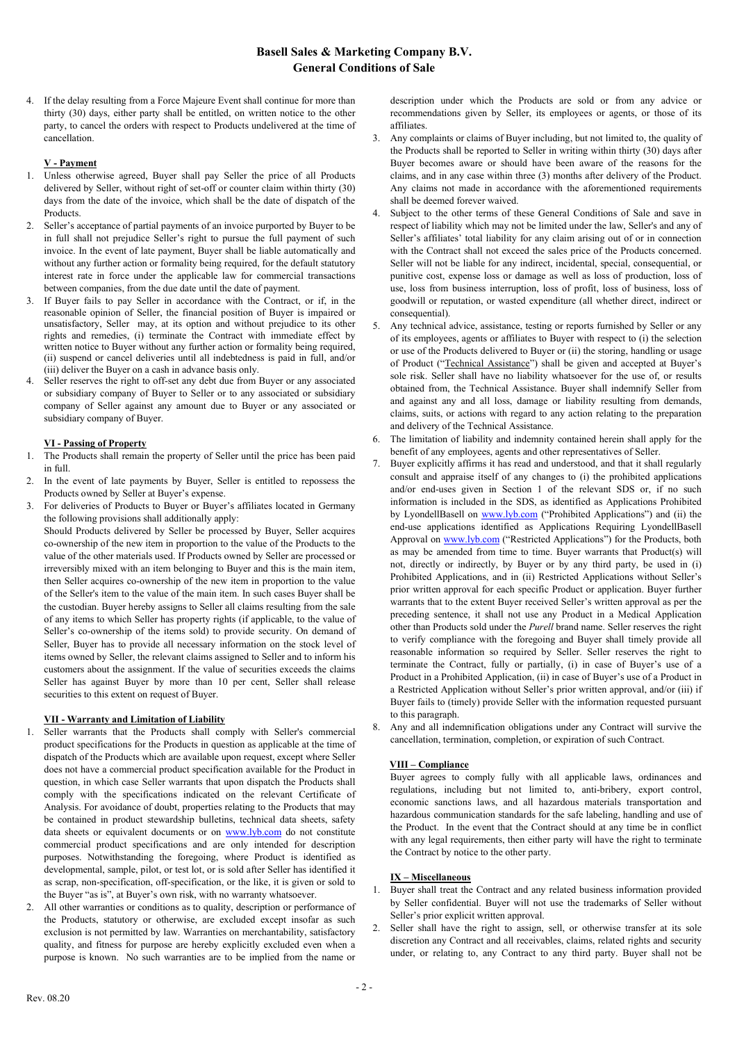4. If the delay resulting from a Force Majeure Event shall continue for more than thirty (30) days, either party shall be entitled, on written notice to the other party, to cancel the orders with respect to Products undelivered at the time of cancellation.

## V - Payment

1. Unless otherwise agreed, Buyer shall pay Seller the price of all Products delivered by Seller, without right of set-off or counter claim within thirty (30) days from the date of the invoice, which shall be the date of dispatch of the Products.
2. Seller's acceptance of partial payments of an invoice purported by Buyer to be in full shall not prejudice Seller's right to pursue the full payment of such invoice. In the event of late payment, Buyer shall be liable automatically and without any further action or formality being required, for the default statutory interest rate in force under the applicable law for commercial transactions between companies, from the due date until the date of payment.
3. If Buyer fails to pay Seller in accordance with the Contract, or if, in the reasonable opinion of Seller, the financial position of Buyer is impaired or unsatisfactory, Seller may, at its option and without prejudice to its other rights and remedies, (i) terminate the Contract with immediate effect by written notice to Buyer without any further action or formality being required, (ii) suspend or cancel deliveries until all indebtedness is paid in full, and/or (iii) deliver the Buyer on a cash in advance basis only.
4. Seller reserves the right to off-set any debt due from Buyer or any associated or subsidiary company of Buyer to Seller or to any associated or subsidiary company of Seller against any amount due to Buyer or any associated or subsidiary company of Buyer.

## VI - Passing of Property

1. The Products shall remain the property of Seller until the price has been paid in full.
2. In the event of late payments by Buyer, Seller is entitled to repossess the Products owned by Seller at Buyer's expense.
3. For deliveries of Products to Buyer or Buyer's affiliates located in Germany the following provisions shall additionally apply:

   Should Products delivered by Seller be processed by Buyer, Seller acquires co-ownership of the new item in proportion to the value of the Products to the value of the other materials used. If Products owned by Seller are processed or irreversibly mixed with an item belonging to Buyer and this is the main item, then Seller acquires co-ownership of the new item in proportion to the value of the Seller's item to the value of the main item. In such cases Buyer shall be the custodian. Buyer hereby assigns to Seller all claims resulting from the sale of any items to which Seller has property rights (if applicable, to the value of Seller's co-ownership of the items sold) to provide security. On demand of Seller, Buyer has to provide all necessary information on the stock level of items owned by Seller, the relevant claims assigned to Seller and to inform his customers about the assignment. If the value of securities exceeds the claims Seller has against Buyer by more than 10 per cent, Seller shall release securities to this extent on request of Buyer.

## VII - Warranty and Limitation of Liability

1. Seller warrants that the Products shall comply with Seller's commercial product specifications for the Products in question as applicable at the time of dispatch of the Products which are available upon request, except where Seller does not have a commercial product specification available for the Product in question, in which case Seller warrants that upon dispatch the Products shall comply with the specifications indicated on the relevant Certificate of Analysis. For avoidance of doubt, properties relating to the Products that may be contained in product stewardship bulletins, technical data sheets, safety data sheets or equivalent documents or on www.lyb.com do not constitute commercial product specifications and are only intended for description purposes. Notwithstanding the foregoing, where Product is identified as developmental, sample, pilot, or test lot, or is sold after Seller has identified it as scrap, non-specification, off-specification, or the like, it is given or sold to the Buyer "as is", at Buyer's own risk, with no warranty whatsoever.
2. All other warranties or conditions as to quality, description or performance of the Products, statutory or otherwise, are excluded except insofar as such exclusion is not permitted by law. Warranties on merchantability, satisfactory quality, and fitness for purpose are hereby explicitly excluded even when a purpose is known. No such warranties are to be implied from the name or description under which the Products are sold or from any advice or recommendations given by Seller, its employees or agents, or those of its affiliates.
3. Any complaints or claims of Buyer including, but not limited to, the quality of the Products shall be reported to Seller in writing within thirty (30) days after Buyer becomes aware or should have been aware of the reasons for the claims, and in any case within three (3) months after delivery of the Product. Any claims not made in accordance with the aforementioned requirements shall be deemed forever waived.
4. Subject to the other terms of these General Conditions of Sale and save in respect of liability which may not be limited under the law, Seller's and any of Seller's affiliates' total liability for any claim arising out of or in connection with the Contract shall not exceed the sales price of the Products concerned. Seller will not be liable for any indirect, incidental, special, consequential, or punitive cost, expense loss or damage as well as loss of production, loss of use, loss from business interruption, loss of profit, loss of business, loss of goodwill or reputation, or wasted expenditure (all whether direct, indirect or consequential).
5. Any technical advice, assistance, testing or reports furnished by Seller or any of its employees, agents or affiliates to Buyer with respect to (i) the selection or use of the Products delivered to Buyer or (ii) the storing, handling or usage of Product ("Technical Assistance") shall be given and accepted at Buyer's sole risk. Seller shall have no liability whatsoever for the use of, or results obtained from, the Technical Assistance. Buyer shall indemnify Seller from and against any and all loss, damage or liability resulting from demands, claims, suits, or actions with regard to any action relating to the preparation and delivery of the Technical Assistance.
6. The limitation of liability and indemnity contained herein shall apply for the benefit of any employees, agents and other representatives of Seller.
7. Buyer explicitly affirms it has read and understood, and that it shall regularly consult and appraise itself of any changes to (i) the prohibited applications and/or end-uses given in Section 1 of the relevant SDS or, if no such information is included in the SDS, as identified as Applications Prohibited by LyondellBasell on www.lyb.com ("Prohibited Applications") and (ii) the end-use applications identified as Applications Requiring LyondellBasell Approval on www.lyb.com ("Restricted Applications") for the Products, both as may be amended from time to time. Buyer warrants that Product(s) will not, directly or indirectly, by Buyer or by any third party, be used in (i) Prohibited Applications, and in (ii) Restricted Applications without Seller's prior written approval for each specific Product or application. Buyer further warrants that to the extent Buyer received Seller's written approval as per the preceding sentence, it shall not use any Product in a Medical Application other than Products sold under the *Purell* brand name. Seller reserves the right to verify compliance with the foregoing and Buyer shall timely provide all reasonable information so required by Seller. Seller reserves the right to terminate the Contract, fully or partially, (i) in case of Buyer's use of a Product in a Prohibited Application, (ii) in case of Buyer's use of a Product in a Restricted Application without Seller's prior written approval, and/or (iii) if Buyer fails to (timely) provide Seller with the information requested pursuant to this paragraph.
8. Any and all indemnification obligations under any Contract will survive the cancellation, termination, completion, or expiration of such Contract.

## VIII – Compliance

Buyer agrees to comply fully with all applicable laws, ordinances and regulations, including but not limited to, anti-bribery, export control, economic sanctions laws, and all hazardous materials transportation and hazardous communication standards for the safe labeling, handling and use of the Product. In the event that the Contract should at any time be in conflict with any legal requirements, then either party will have the right to terminate the Contract by notice to the other party.

## IX – Miscellaneous

1. Buyer shall treat the Contract and any related business information provided by Seller confidential. Buyer will not use the trademarks of Seller without Seller's prior explicit written approval.
2. Seller shall have the right to assign, sell, or otherwise transfer at its sole discretion any Contract and all receivables, claims, related rights and security under, or relating to, any Contract to any third party. Buyer shall not be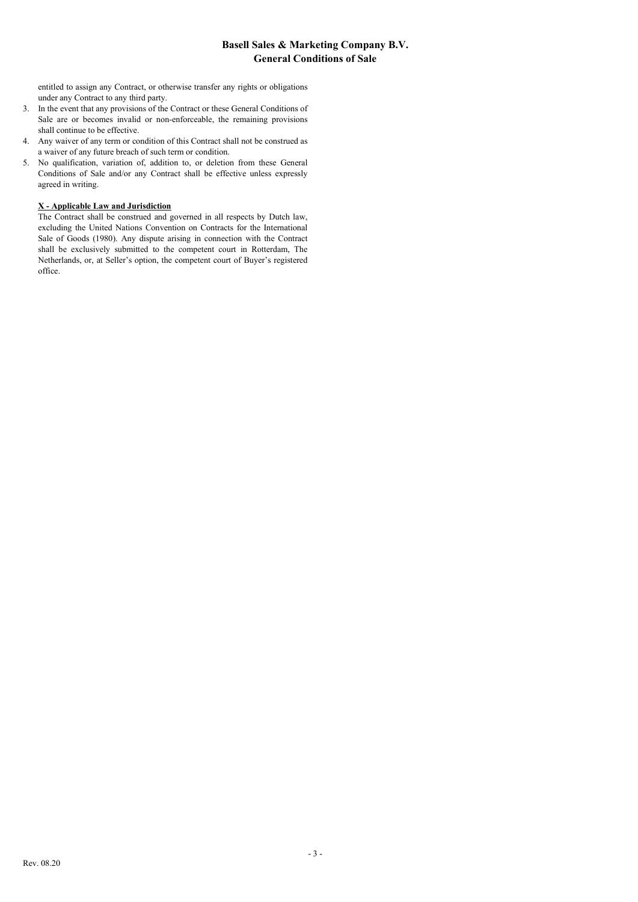entitled to assign any Contract, or otherwise transfer any rights or obligations under any Contract to any third party.

3. In the event that any provisions of the Contract or these General Conditions of Sale are or becomes invalid or non-enforceable, the remaining provisions shall continue to be effective.
4. Any waiver of any term or condition of this Contract shall not be construed as a waiver of any future breach of such term or condition.
5. No qualification, variation of, addition to, or deletion from these General Conditions of Sale and/or any Contract shall be effective unless expressly agreed in writing.

**X - Applicable Law and Jurisdiction**

The Contract shall be construed and governed in all respects by Dutch law, excluding the United Nations Convention on Contracts for the International Sale of Goods (1980). Any dispute arising in connection with the Contract shall be exclusively submitted to the competent court in Rotterdam, The Netherlands, or, at Seller's option, the competent court of Buyer's registered office.